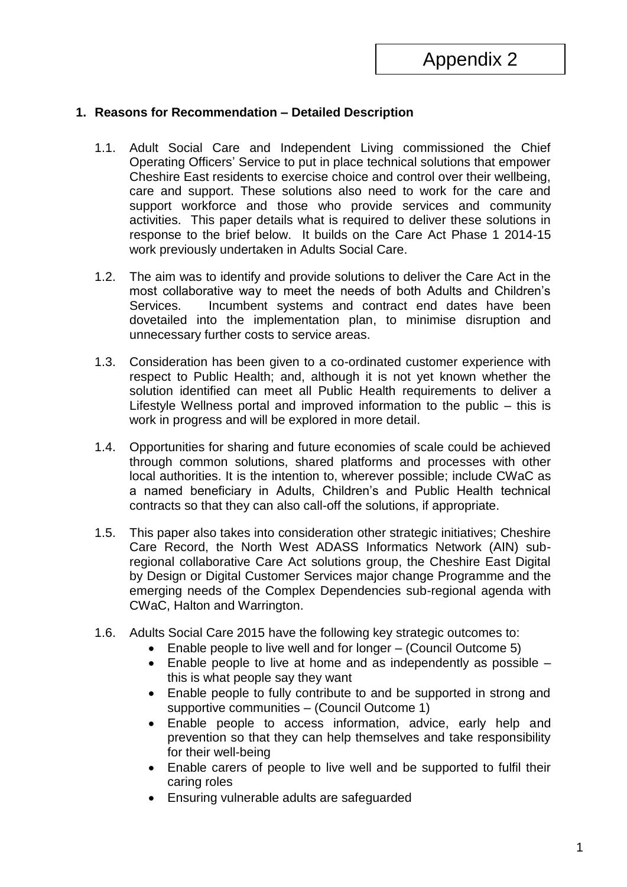Appendix 2

## 1. Reasons for Recommendation – Detailed Description

1.1. Adult Social Care and Independent Living commissioned the Chief Operating Officers' Service to put in place technical solutions that empower Cheshire East residents to exercise choice and control over their wellbeing, care and support. These solutions also need to work for the care and support workforce and those who provide services and community activities. This paper details what is required to deliver these solutions in response to the brief below. It builds on the Care Act Phase 1 2014-15 work previously undertaken in Adults Social Care.

1.2. The aim was to identify and provide solutions to deliver the Care Act in the most collaborative way to meet the needs of both Adults and Children's Services. Incumbent systems and contract end dates have been dovetailed into the implementation plan, to minimise disruption and unnecessary further costs to service areas.

1.3. Consideration has been given to a co-ordinated customer experience with respect to Public Health; and, although it is not yet known whether the solution identified can meet all Public Health requirements to deliver a Lifestyle Wellness portal and improved information to the public – this is work in progress and will be explored in more detail.

1.4. Opportunities for sharing and future economies of scale could be achieved through common solutions, shared platforms and processes with other local authorities. It is the intention to, wherever possible; include CWaC as a named beneficiary in Adults, Children's and Public Health technical contracts so that they can also call-off the solutions, if appropriate.

1.5. This paper also takes into consideration other strategic initiatives; Cheshire Care Record, the North West ADASS Informatics Network (AIN) sub-regional collaborative Care Act solutions group, the Cheshire East Digital by Design or Digital Customer Services major change Programme and the emerging needs of the Complex Dependencies sub-regional agenda with CWaC, Halton and Warrington.

1.6. Adults Social Care 2015 have the following key strategic outcomes to:

- Enable people to live well and for longer – (Council Outcome 5)
- Enable people to live at home and as independently as possible – this is what people say they want
- Enable people to fully contribute to and be supported in strong and supportive communities – (Council Outcome 1)
- Enable people to access information, advice, early help and prevention so that they can help themselves and take responsibility for their well-being
- Enable carers of people to live well and be supported to fulfil their caring roles
- Ensuring vulnerable adults are safeguarded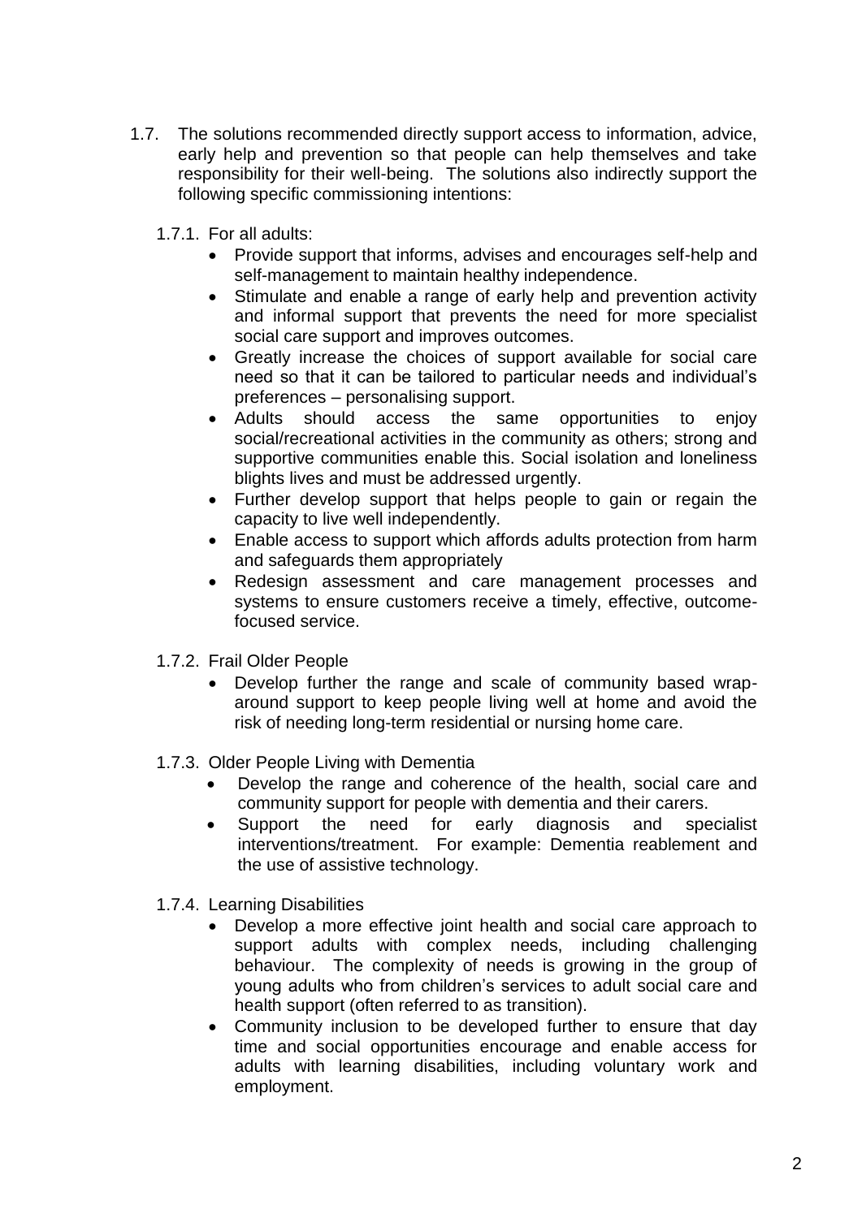1.7. The solutions recommended directly support access to information, advice, early help and prevention so that people can help themselves and take responsibility for their well-being. The solutions also indirectly support the following specific commissioning intentions:

1.7.1. For all adults:

- Provide support that informs, advises and encourages self-help and self-management to maintain healthy independence.
- Stimulate and enable a range of early help and prevention activity and informal support that prevents the need for more specialist social care support and improves outcomes.
- Greatly increase the choices of support available for social care need so that it can be tailored to particular needs and individual's preferences – personalising support.
- Adults should access the same opportunities to enjoy social/recreational activities in the community as others; strong and supportive communities enable this. Social isolation and loneliness blights lives and must be addressed urgently.
- Further develop support that helps people to gain or regain the capacity to live well independently.
- Enable access to support which affords adults protection from harm and safeguards them appropriately
- Redesign assessment and care management processes and systems to ensure customers receive a timely, effective, outcome-focused service.

1.7.2. Frail Older People

- Develop further the range and scale of community based wrap-around support to keep people living well at home and avoid the risk of needing long-term residential or nursing home care.

1.7.3. Older People Living with Dementia

- Develop the range and coherence of the health, social care and community support for people with dementia and their carers.
- Support the need for early diagnosis and specialist interventions/treatment. For example: Dementia reablement and the use of assistive technology.

1.7.4. Learning Disabilities

- Develop a more effective joint health and social care approach to support adults with complex needs, including challenging behaviour. The complexity of needs is growing in the group of young adults who from children's services to adult social care and health support (often referred to as transition).
- Community inclusion to be developed further to ensure that day time and social opportunities encourage and enable access for adults with learning disabilities, including voluntary work and employment.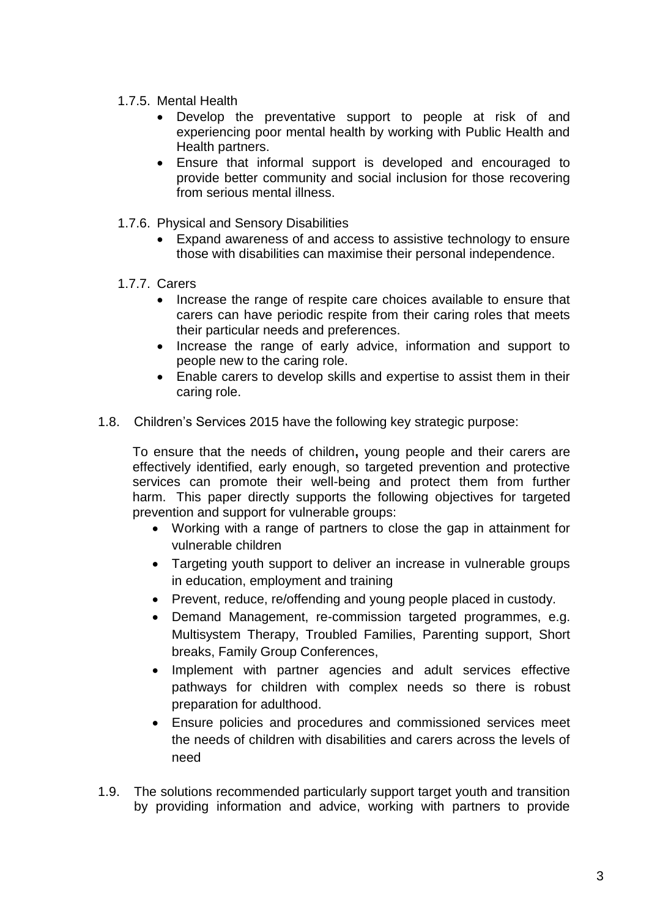1.7.5. Mental Health

- Develop the preventative support to people at risk of and experiencing poor mental health by working with Public Health and Health partners.
- Ensure that informal support is developed and encouraged to provide better community and social inclusion for those recovering from serious mental illness.

1.7.6. Physical and Sensory Disabilities

- Expand awareness of and access to assistive technology to ensure those with disabilities can maximise their personal independence.

1.7.7. Carers

- Increase the range of respite care choices available to ensure that carers can have periodic respite from their caring roles that meets their particular needs and preferences.
- Increase the range of early advice, information and support to people new to the caring role.
- Enable carers to develop skills and expertise to assist them in their caring role.

1.8. Children's Services 2015 have the following key strategic purpose:

To ensure that the needs of children**,** young people and their carers are effectively identified, early enough, so targeted prevention and protective services can promote their well-being and protect them from further harm. This paper directly supports the following objectives for targeted prevention and support for vulnerable groups:

- Working with a range of partners to close the gap in attainment for vulnerable children
- Targeting youth support to deliver an increase in vulnerable groups in education, employment and training
- Prevent, reduce, re/offending and young people placed in custody.
- Demand Management, re-commission targeted programmes, e.g. Multisystem Therapy, Troubled Families, Parenting support, Short breaks, Family Group Conferences,
- Implement with partner agencies and adult services effective pathways for children with complex needs so there is robust preparation for adulthood.
- Ensure policies and procedures and commissioned services meet the needs of children with disabilities and carers across the levels of need

1.9. The solutions recommended particularly support target youth and transition by providing information and advice, working with partners to provide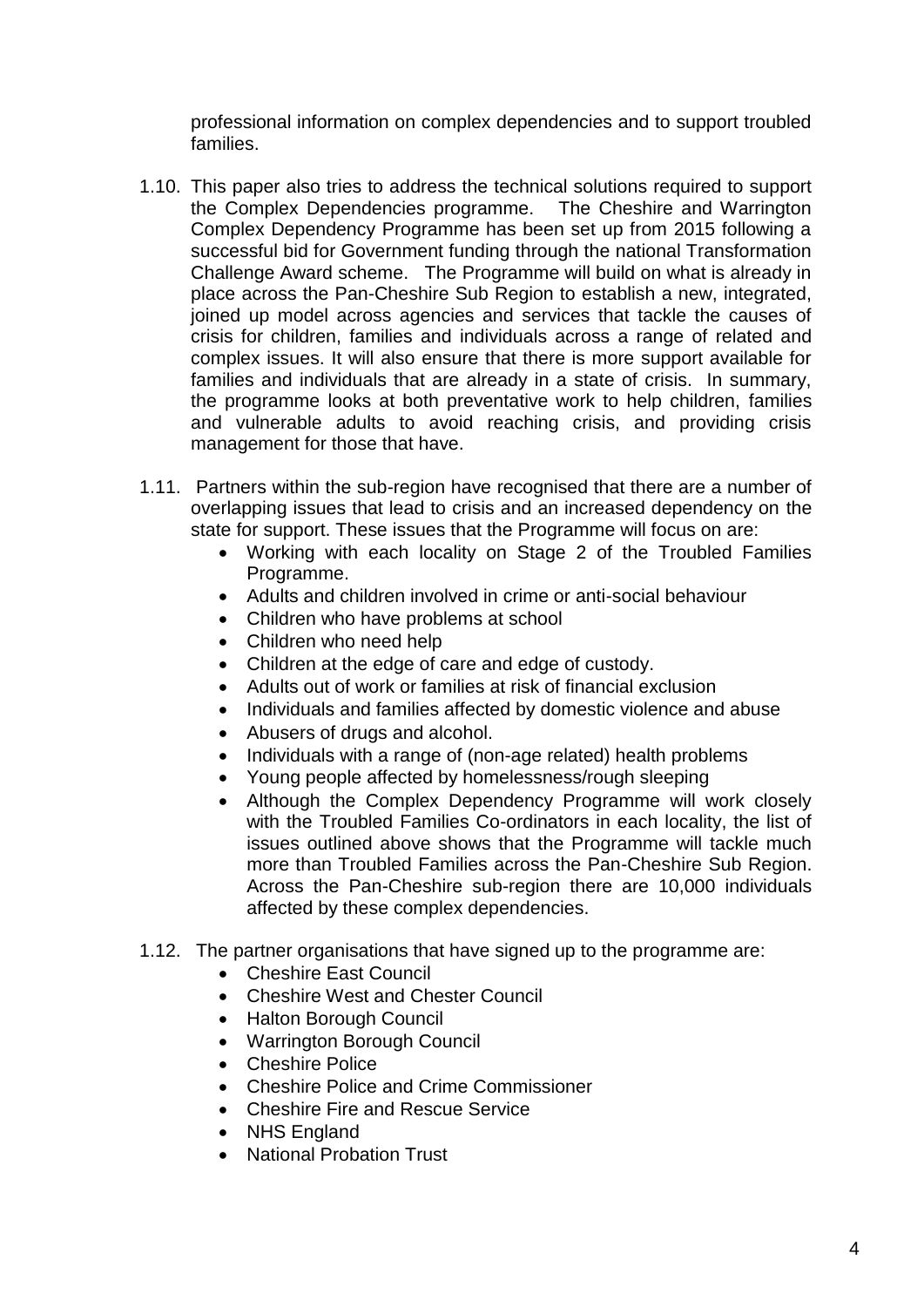professional information on complex dependencies and to support troubled families.

1.10. This paper also tries to address the technical solutions required to support the Complex Dependencies programme. The Cheshire and Warrington Complex Dependency Programme has been set up from 2015 following a successful bid for Government funding through the national Transformation Challenge Award scheme. The Programme will build on what is already in place across the Pan-Cheshire Sub Region to establish a new, integrated, joined up model across agencies and services that tackle the causes of crisis for children, families and individuals across a range of related and complex issues. It will also ensure that there is more support available for families and individuals that are already in a state of crisis. In summary, the programme looks at both preventative work to help children, families and vulnerable adults to avoid reaching crisis, and providing crisis management for those that have.

1.11. Partners within the sub-region have recognised that there are a number of overlapping issues that lead to crisis and an increased dependency on the state for support. These issues that the Programme will focus on are:

- Working with each locality on Stage 2 of the Troubled Families Programme.
- Adults and children involved in crime or anti-social behaviour
- Children who have problems at school
- Children who need help
- Children at the edge of care and edge of custody.
- Adults out of work or families at risk of financial exclusion
- Individuals and families affected by domestic violence and abuse
- Abusers of drugs and alcohol.
- Individuals with a range of (non-age related) health problems
- Young people affected by homelessness/rough sleeping
- Although the Complex Dependency Programme will work closely with the Troubled Families Co-ordinators in each locality, the list of issues outlined above shows that the Programme will tackle much more than Troubled Families across the Pan-Cheshire Sub Region. Across the Pan-Cheshire sub-region there are 10,000 individuals affected by these complex dependencies.

1.12. The partner organisations that have signed up to the programme are:

- Cheshire East Council
- Cheshire West and Chester Council
- Halton Borough Council
- Warrington Borough Council
- Cheshire Police
- Cheshire Police and Crime Commissioner
- Cheshire Fire and Rescue Service
- NHS England
- National Probation Trust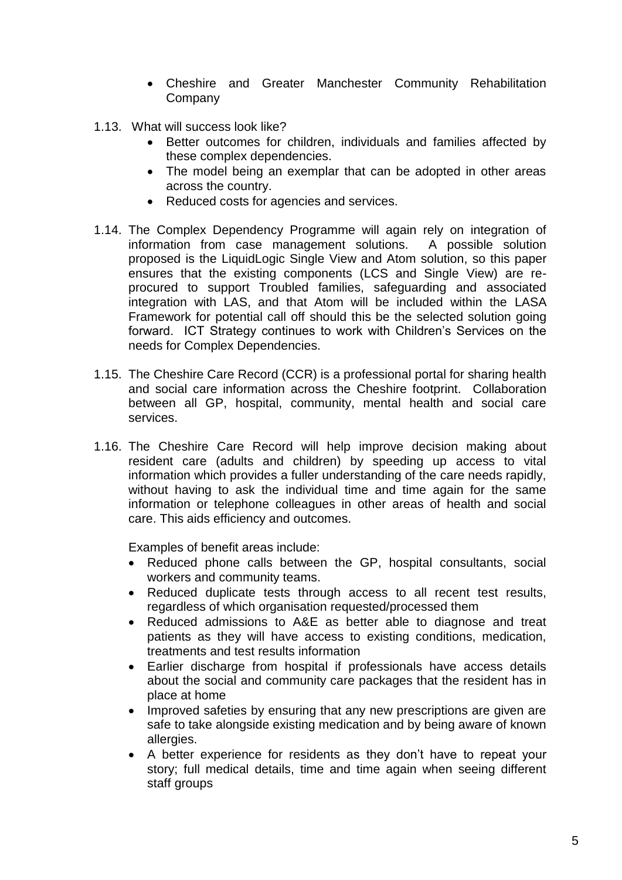- Cheshire and Greater Manchester Community Rehabilitation Company

1.13. What will success look like?

- Better outcomes for children, individuals and families affected by these complex dependencies.
- The model being an exemplar that can be adopted in other areas across the country.
- Reduced costs for agencies and services.

1.14. The Complex Dependency Programme will again rely on integration of information from case management solutions. A possible solution proposed is the LiquidLogic Single View and Atom solution, so this paper ensures that the existing components (LCS and Single View) are re-procured to support Troubled families, safeguarding and associated integration with LAS, and that Atom will be included within the LASA Framework for potential call off should this be the selected solution going forward. ICT Strategy continues to work with Children's Services on the needs for Complex Dependencies.

1.15. The Cheshire Care Record (CCR) is a professional portal for sharing health and social care information across the Cheshire footprint. Collaboration between all GP, hospital, community, mental health and social care services.

1.16. The Cheshire Care Record will help improve decision making about resident care (adults and children) by speeding up access to vital information which provides a fuller understanding of the care needs rapidly, without having to ask the individual time and time again for the same information or telephone colleagues in other areas of health and social care. This aids efficiency and outcomes.

Examples of benefit areas include:

- Reduced phone calls between the GP, hospital consultants, social workers and community teams.
- Reduced duplicate tests through access to all recent test results, regardless of which organisation requested/processed them
- Reduced admissions to A&E as better able to diagnose and treat patients as they will have access to existing conditions, medication, treatments and test results information
- Earlier discharge from hospital if professionals have access details about the social and community care packages that the resident has in place at home
- Improved safeties by ensuring that any new prescriptions are given are safe to take alongside existing medication and by being aware of known allergies.
- A better experience for residents as they don't have to repeat your story; full medical details, time and time again when seeing different staff groups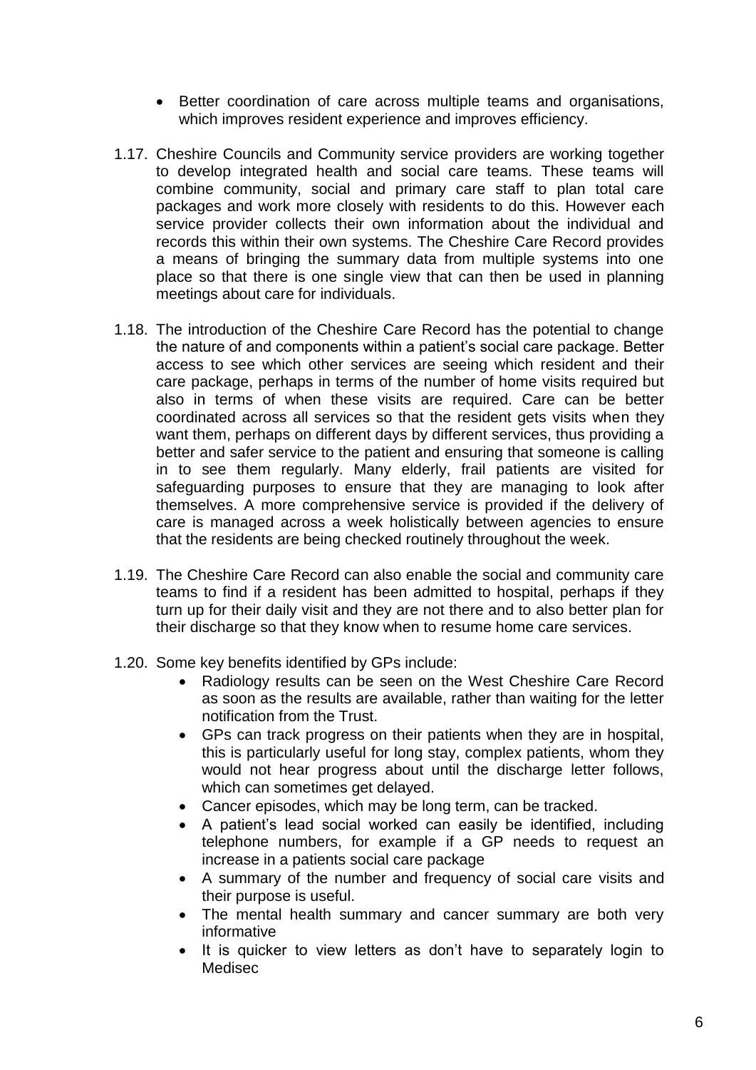- Better coordination of care across multiple teams and organisations, which improves resident experience and improves efficiency.

1.17. Cheshire Councils and Community service providers are working together to develop integrated health and social care teams. These teams will combine community, social and primary care staff to plan total care packages and work more closely with residents to do this. However each service provider collects their own information about the individual and records this within their own systems. The Cheshire Care Record provides a means of bringing the summary data from multiple systems into one place so that there is one single view that can then be used in planning meetings about care for individuals.

1.18. The introduction of the Cheshire Care Record has the potential to change the nature of and components within a patient's social care package. Better access to see which other services are seeing which resident and their care package, perhaps in terms of the number of home visits required but also in terms of when these visits are required. Care can be better coordinated across all services so that the resident gets visits when they want them, perhaps on different days by different services, thus providing a better and safer service to the patient and ensuring that someone is calling in to see them regularly. Many elderly, frail patients are visited for safeguarding purposes to ensure that they are managing to look after themselves. A more comprehensive service is provided if the delivery of care is managed across a week holistically between agencies to ensure that the residents are being checked routinely throughout the week.

1.19. The Cheshire Care Record can also enable the social and community care teams to find if a resident has been admitted to hospital, perhaps if they turn up for their daily visit and they are not there and to also better plan for their discharge so that they know when to resume home care services.

1.20. Some key benefits identified by GPs include:

- Radiology results can be seen on the West Cheshire Care Record as soon as the results are available, rather than waiting for the letter notification from the Trust.
- GPs can track progress on their patients when they are in hospital, this is particularly useful for long stay, complex patients, whom they would not hear progress about until the discharge letter follows, which can sometimes get delayed.
- Cancer episodes, which may be long term, can be tracked.
- A patient's lead social worked can easily be identified, including telephone numbers, for example if a GP needs to request an increase in a patients social care package
- A summary of the number and frequency of social care visits and their purpose is useful.
- The mental health summary and cancer summary are both very informative
- It is quicker to view letters as don't have to separately login to Medisec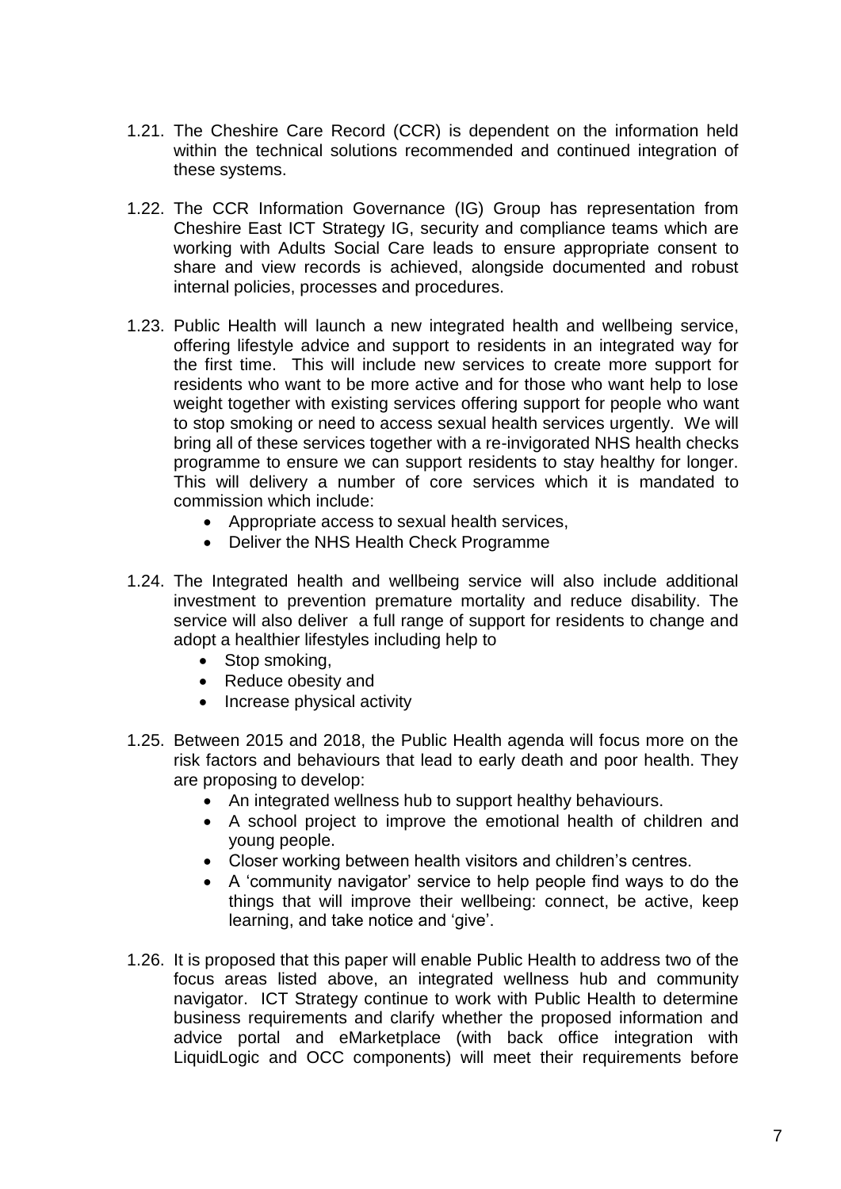1.21. The Cheshire Care Record (CCR) is dependent on the information held within the technical solutions recommended and continued integration of these systems.

1.22. The CCR Information Governance (IG) Group has representation from Cheshire East ICT Strategy IG, security and compliance teams which are working with Adults Social Care leads to ensure appropriate consent to share and view records is achieved, alongside documented and robust internal policies, processes and procedures.

1.23. Public Health will launch a new integrated health and wellbeing service, offering lifestyle advice and support to residents in an integrated way for the first time. This will include new services to create more support for residents who want to be more active and for those who want help to lose weight together with existing services offering support for people who want to stop smoking or need to access sexual health services urgently. We will bring all of these services together with a re-invigorated NHS health checks programme to ensure we can support residents to stay healthy for longer. This will delivery a number of core services which it is mandated to commission which include:

- Appropriate access to sexual health services,
- Deliver the NHS Health Check Programme

1.24. The Integrated health and wellbeing service will also include additional investment to prevention premature mortality and reduce disability. The service will also deliver a full range of support for residents to change and adopt a healthier lifestyles including help to

- Stop smoking,
- Reduce obesity and
- Increase physical activity

1.25. Between 2015 and 2018, the Public Health agenda will focus more on the risk factors and behaviours that lead to early death and poor health. They are proposing to develop:

- An integrated wellness hub to support healthy behaviours.
- A school project to improve the emotional health of children and young people.
- Closer working between health visitors and children's centres.
- A 'community navigator' service to help people find ways to do the things that will improve their wellbeing: connect, be active, keep learning, and take notice and 'give'.

1.26. It is proposed that this paper will enable Public Health to address two of the focus areas listed above, an integrated wellness hub and community navigator. ICT Strategy continue to work with Public Health to determine business requirements and clarify whether the proposed information and advice portal and eMarketplace (with back office integration with LiquidLogic and OCC components) will meet their requirements before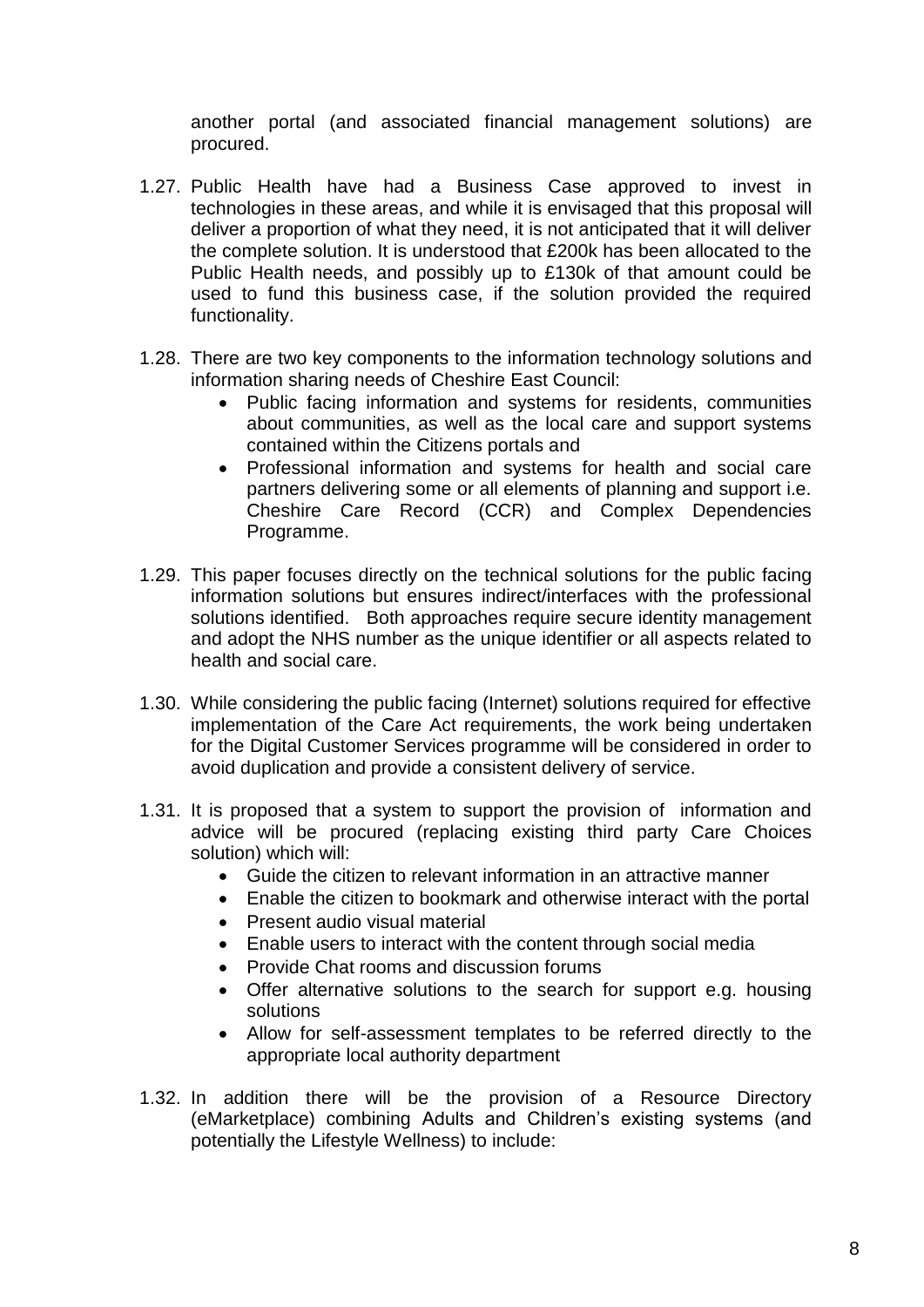another portal (and associated financial management solutions) are procured.

1.27. Public Health have had a Business Case approved to invest in technologies in these areas, and while it is envisaged that this proposal will deliver a proportion of what they need, it is not anticipated that it will deliver the complete solution. It is understood that £200k has been allocated to the Public Health needs, and possibly up to £130k of that amount could be used to fund this business case, if the solution provided the required functionality.

1.28. There are two key components to the information technology solutions and information sharing needs of Cheshire East Council:

- Public facing information and systems for residents, communities about communities, as well as the local care and support systems contained within the Citizens portals and
- Professional information and systems for health and social care partners delivering some or all elements of planning and support i.e. Cheshire Care Record (CCR) and Complex Dependencies Programme.

1.29. This paper focuses directly on the technical solutions for the public facing information solutions but ensures indirect/interfaces with the professional solutions identified. Both approaches require secure identity management and adopt the NHS number as the unique identifier or all aspects related to health and social care.

1.30. While considering the public facing (Internet) solutions required for effective implementation of the Care Act requirements, the work being undertaken for the Digital Customer Services programme will be considered in order to avoid duplication and provide a consistent delivery of service.

1.31. It is proposed that a system to support the provision of information and advice will be procured (replacing existing third party Care Choices solution) which will:

- Guide the citizen to relevant information in an attractive manner
- Enable the citizen to bookmark and otherwise interact with the portal
- Present audio visual material
- Enable users to interact with the content through social media
- Provide Chat rooms and discussion forums
- Offer alternative solutions to the search for support e.g. housing solutions
- Allow for self-assessment templates to be referred directly to the appropriate local authority department

1.32. In addition there will be the provision of a Resource Directory (eMarketplace) combining Adults and Children's existing systems (and potentially the Lifestyle Wellness) to include: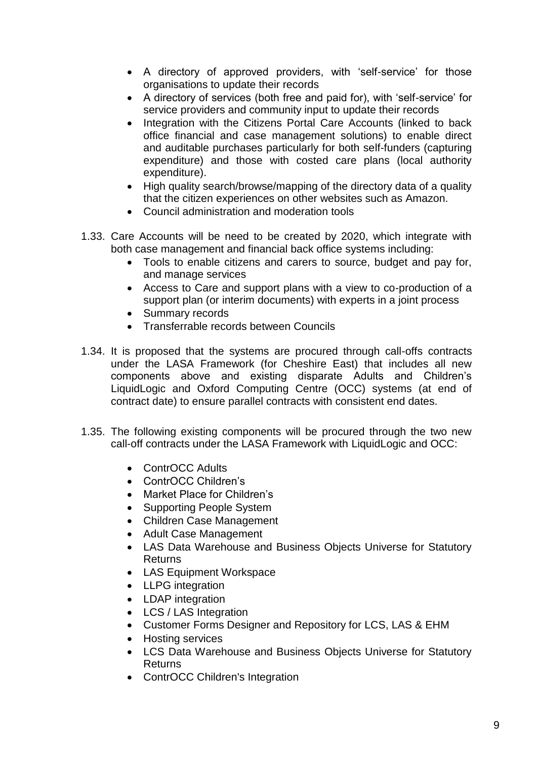- A directory of approved providers, with 'self-service' for those organisations to update their records
- A directory of services (both free and paid for), with 'self-service' for service providers and community input to update their records
- Integration with the Citizens Portal Care Accounts (linked to back office financial and case management solutions) to enable direct and auditable purchases particularly for both self-funders (capturing expenditure) and those with costed care plans (local authority expenditure).
- High quality search/browse/mapping of the directory data of a quality that the citizen experiences on other websites such as Amazon.
- Council administration and moderation tools

1.33. Care Accounts will be need to be created by 2020, which integrate with both case management and financial back office systems including:

- Tools to enable citizens and carers to source, budget and pay for, and manage services
- Access to Care and support plans with a view to co-production of a support plan (or interim documents) with experts in a joint process
- Summary records
- Transferrable records between Councils

1.34. It is proposed that the systems are procured through call-offs contracts under the LASA Framework (for Cheshire East) that includes all new components above and existing disparate Adults and Children's LiquidLogic and Oxford Computing Centre (OCC) systems (at end of contract date) to ensure parallel contracts with consistent end dates.

1.35. The following existing components will be procured through the two new call-off contracts under the LASA Framework with LiquidLogic and OCC:

- ContrOCC Adults
- ContrOCC Children's
- Market Place for Children's
- Supporting People System
- Children Case Management
- Adult Case Management
- LAS Data Warehouse and Business Objects Universe for Statutory Returns
- LAS Equipment Workspace
- LLPG integration
- LDAP integration
- LCS / LAS Integration
- Customer Forms Designer and Repository for LCS, LAS & EHM
- Hosting services
- LCS Data Warehouse and Business Objects Universe for Statutory Returns
- ContrOCC Children's Integration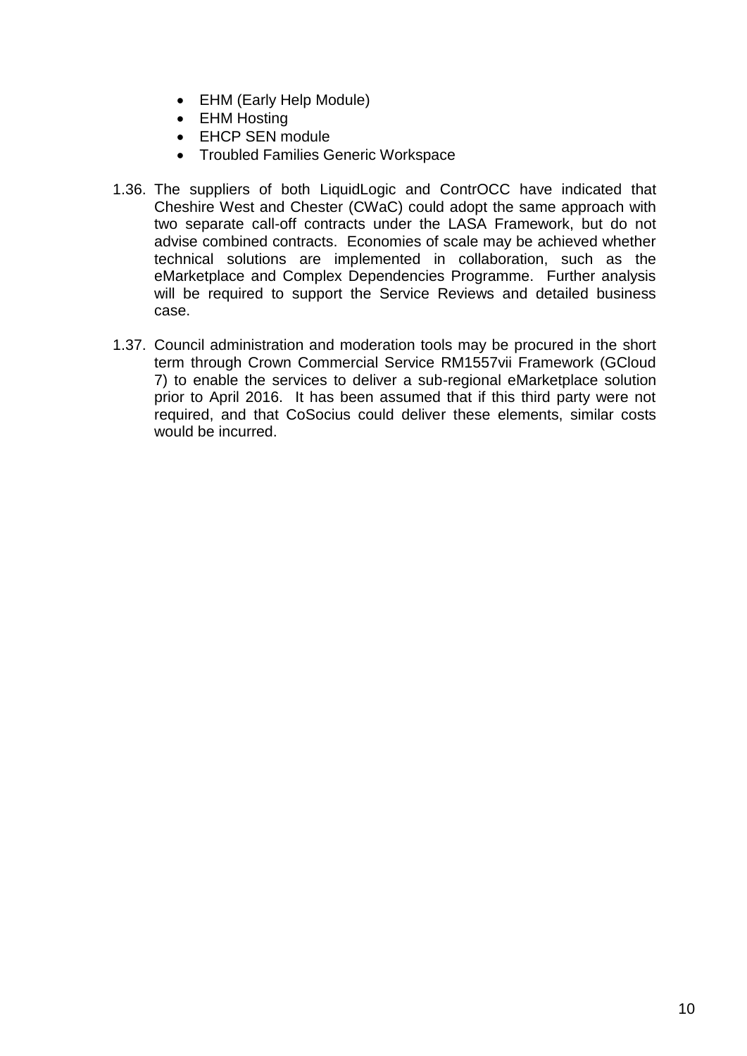- EHM (Early Help Module)
- EHM Hosting
- EHCP SEN module
- Troubled Families Generic Workspace

1.36. The suppliers of both LiquidLogic and ContrOCC have indicated that Cheshire West and Chester (CWaC) could adopt the same approach with two separate call-off contracts under the LASA Framework, but do not advise combined contracts. Economies of scale may be achieved whether technical solutions are implemented in collaboration, such as the eMarketplace and Complex Dependencies Programme. Further analysis will be required to support the Service Reviews and detailed business case.

1.37. Council administration and moderation tools may be procured in the short term through Crown Commercial Service RM1557vii Framework (GCloud 7) to enable the services to deliver a sub-regional eMarketplace solution prior to April 2016. It has been assumed that if this third party were not required, and that CoSocius could deliver these elements, similar costs would be incurred.